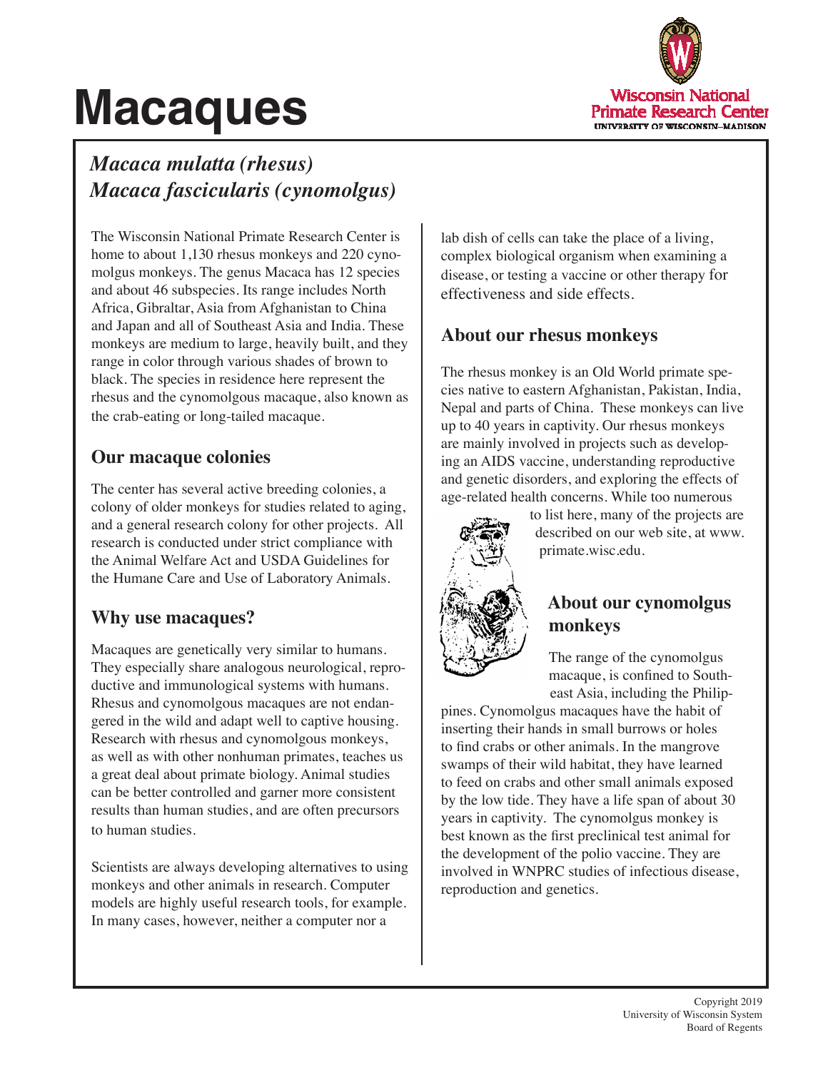# Macaques

Wisconsin National Primate Research Center
UNIVERSITY OF WISCONSIN–MADISON

*Macaca mulatta (rhesus)*
*Macaca fascicularis (cynomolgus)*

The Wisconsin National Primate Research Center is home to about 1,130 rhesus monkeys and 220 cynomolgus monkeys. The genus Macaca has 12 species and about 46 subspecies. Its range includes North Africa, Gibraltar, Asia from Afghanistan to China and Japan and all of Southeast Asia and India. These monkeys are medium to large, heavily built, and they range in color through various shades of brown to black. The species in residence here represent the rhesus and the cynomolgous macaque, also known as the crab-eating or long-tailed macaque.

## Our macaque colonies

The center has several active breeding colonies, a colony of older monkeys for studies related to aging, and a general research colony for other projects. All research is conducted under strict compliance with the Animal Welfare Act and USDA Guidelines for the Humane Care and Use of Laboratory Animals.

## Why use macaques?

Macaques are genetically very similar to humans. They especially share analogous neurological, reproductive and immunological systems with humans. Rhesus and cynomolgous macaques are not endangered in the wild and adapt well to captive housing. Research with rhesus and cynomolgous monkeys, as well as with other nonhuman primates, teaches us a great deal about primate biology. Animal studies can be better controlled and garner more consistent results than human studies, and are often precursors to human studies.

Scientists are always developing alternatives to using monkeys and other animals in research. Computer models are highly useful research tools, for example. In many cases, however, neither a computer nor a lab dish of cells can take the place of a living, complex biological organism when examining a disease, or testing a vaccine or other therapy for effectiveness and side effects.

## About our rhesus monkeys

The rhesus monkey is an Old World primate species native to eastern Afghanistan, Pakistan, India, Nepal and parts of China. These monkeys can live up to 40 years in captivity. Our rhesus monkeys are mainly involved in projects such as developing an AIDS vaccine, understanding reproductive and genetic disorders, and exploring the effects of age-related health concerns. While too numerous to list here, many of the projects are described on our web site, at www.primate.wisc.edu.

## About our cynomolgus monkeys

The range of the cynomolgus macaque, is confined to Southeast Asia, including the Philippines. Cynomolgus macaques have the habit of inserting their hands in small burrows or holes to find crabs or other animals. In the mangrove swamps of their wild habitat, they have learned to feed on crabs and other small animals exposed by the low tide. They have a life span of about 30 years in captivity. The cynomolgus monkey is best known as the first preclinical test animal for the development of the polio vaccine. They are involved in WNPRC studies of infectious disease, reproduction and genetics.

Copyright 2019
University of Wisconsin System
Board of Regents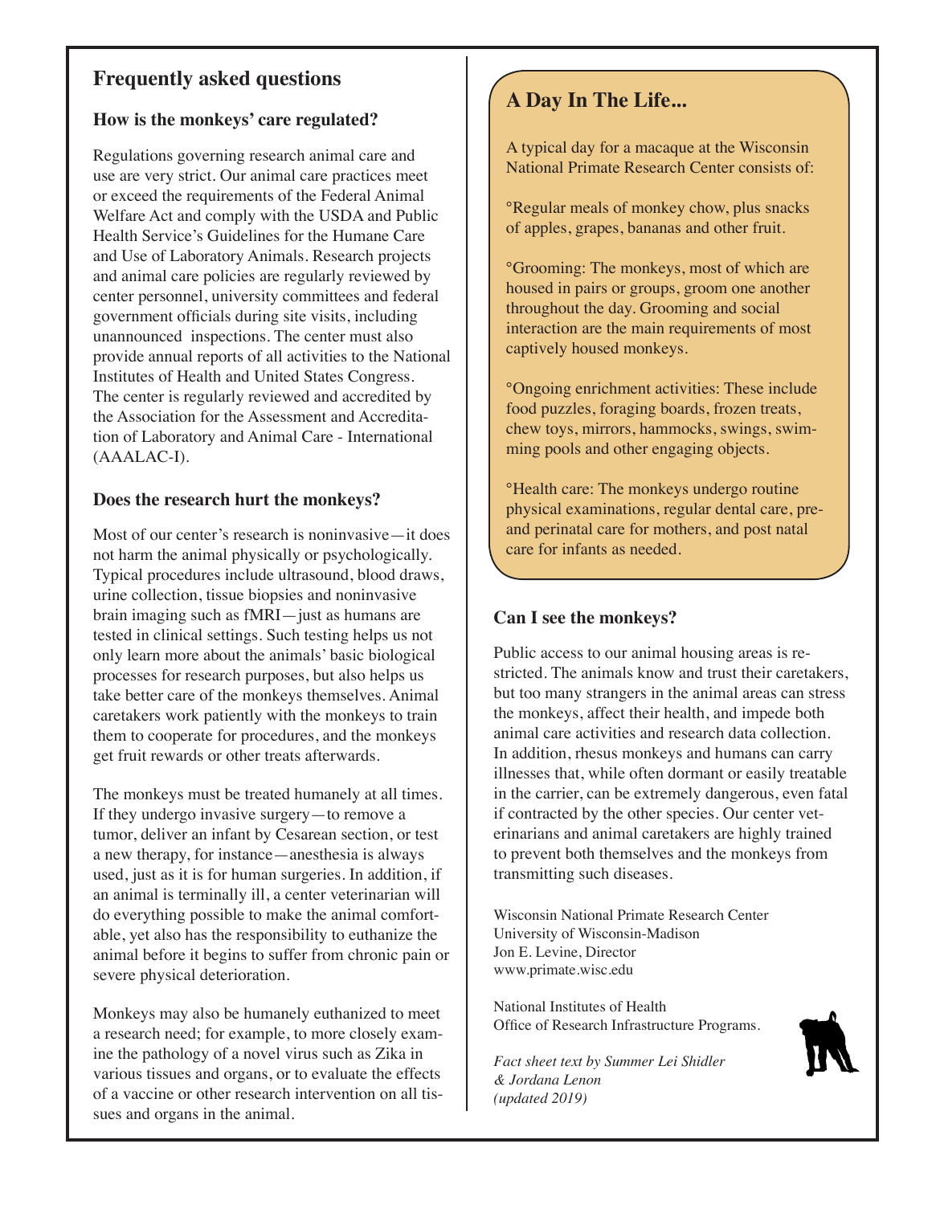## Frequently asked questions

### How is the monkeys' care regulated?

Regulations governing research animal care and use are very strict. Our animal care practices meet or exceed the requirements of the Federal Animal Welfare Act and comply with the USDA and Public Health Service's Guidelines for the Humane Care and Use of Laboratory Animals. Research projects and animal care policies are regularly reviewed by center personnel, university committees and federal government officials during site visits, including unannounced inspections. The center must also provide annual reports of all activities to the National Institutes of Health and United States Congress. The center is regularly reviewed and accredited by the Association for the Assessment and Accreditation of Laboratory and Animal Care - International (AAALAC-I).

### Does the research hurt the monkeys?

Most of our center's research is noninvasive—it does not harm the animal physically or psychologically. Typical procedures include ultrasound, blood draws, urine collection, tissue biopsies and noninvasive brain imaging such as fMRI—just as humans are tested in clinical settings. Such testing helps us not only learn more about the animals' basic biological processes for research purposes, but also helps us take better care of the monkeys themselves. Animal caretakers work patiently with the monkeys to train them to cooperate for procedures, and the monkeys get fruit rewards or other treats afterwards.

The monkeys must be treated humanely at all times. If they undergo invasive surgery—to remove a tumor, deliver an infant by Cesarean section, or test a new therapy, for instance—anesthesia is always used, just as it is for human surgeries. In addition, if an animal is terminally ill, a center veterinarian will do everything possible to make the animal comfortable, yet also has the responsibility to euthanize the animal before it begins to suffer from chronic pain or severe physical deterioration.

Monkeys may also be humanely euthanized to meet a research need; for example, to more closely examine the pathology of a novel virus such as Zika in various tissues and organs, or to evaluate the effects of a vaccine or other research intervention on all tissues and organs in the animal.

## A Day In The Life...

A typical day for a macaque at the Wisconsin National Primate Research Center consists of:

°Regular meals of monkey chow, plus snacks of apples, grapes, bananas and other fruit.

°Grooming: The monkeys, most of which are housed in pairs or groups, groom one another throughout the day. Grooming and social interaction are the main requirements of most captively housed monkeys.

°Ongoing enrichment activities: These include food puzzles, foraging boards, frozen treats, chew toys, mirrors, hammocks, swings, swimming pools and other engaging objects.

°Health care: The monkeys undergo routine physical examinations, regular dental care, pre- and perinatal care for mothers, and post natal care for infants as needed.

### Can I see the monkeys?

Public access to our animal housing areas is restricted. The animals know and trust their caretakers, but too many strangers in the animal areas can stress the monkeys, affect their health, and impede both animal care activities and research data collection. In addition, rhesus monkeys and humans can carry illnesses that, while often dormant or easily treatable in the carrier, can be extremely dangerous, even fatal if contracted by the other species. Our center veterinarians and animal caretakers are highly trained to prevent both themselves and the monkeys from transmitting such diseases.

Wisconsin National Primate Research Center
University of Wisconsin-Madison
Jon E. Levine, Director
www.primate.wisc.edu

National Institutes of Health
Office of Research Infrastructure Programs.

*Fact sheet text by Summer Lei Shidler & Jordana Lenon (updated 2019)*